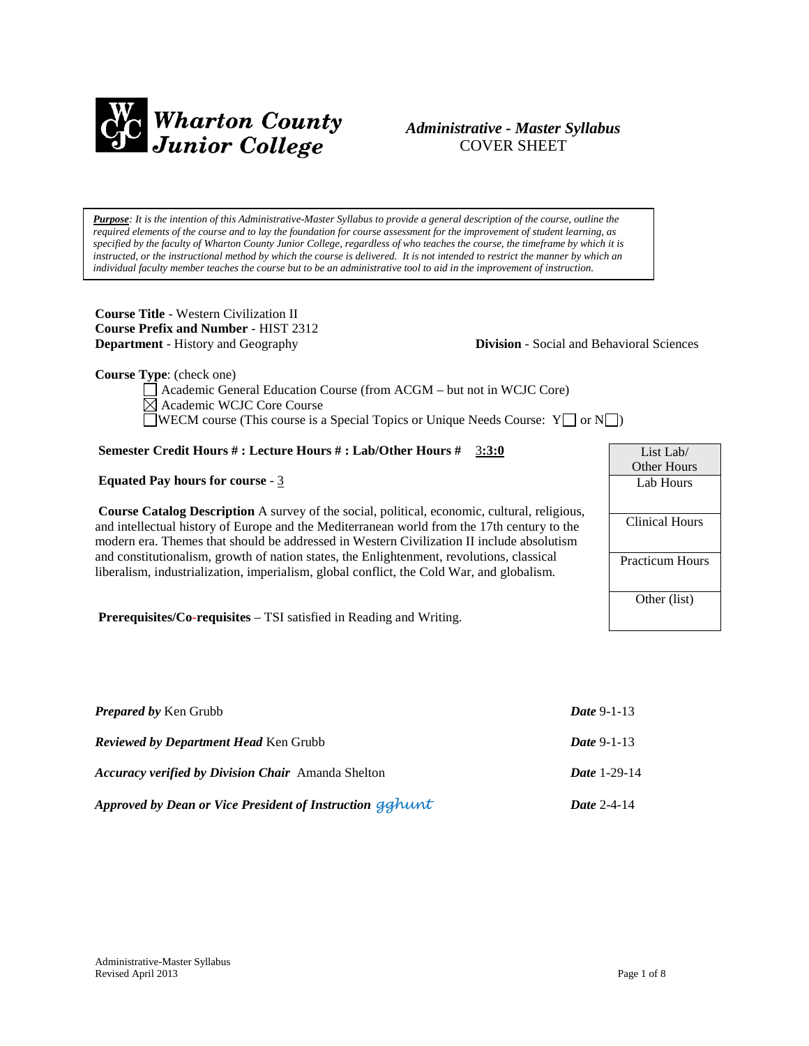**Wharton County Junior College**

# *Administrative - Master Syllabus*
## COVER SHEET

***Purpose****: It is the intention of this Administrative-Master Syllabus to provide a general description of the course, outline the required elements of the course and to lay the foundation for course assessment for the improvement of student learning, as specified by the faculty of Wharton County Junior College, regardless of who teaches the course, the timeframe by which it is instructed, or the instructional method by which the course is delivered. It is not intended to restrict the manner by which an individual faculty member teaches the course but to be an administrative tool to aid in the improvement of instruction.*

**Course Title** - Western Civilization II
**Course Prefix and Number** - HIST 2312
**Department** - History and Geography
**Division** - Social and Behavioral Sciences

**Course Type**: (check one)

- ☐ Academic General Education Course (from ACGM – but not in WCJC Core)
- ☒ Academic WCJC Core Course
- ☐ WECM course (This course is a Special Topics or Unique Needs Course: Y☐ or N☐)

**Semester Credit Hours # : Lecture Hours # : Lab/Other Hours #** 3**:3:0**

**Equated Pay hours for course** - 3

**Course Catalog Description** A survey of the social, political, economic, cultural, religious, and intellectual history of Europe and the Mediterranean world from the 17th century to the modern era. Themes that should be addressed in Western Civilization II include absolutism and constitutionalism, growth of nation states, the Enlightenment, revolutions, classical liberalism, industrialization, imperialism, global conflict, the Cold War, and globalism.

**Prerequisites/Co-requisites** – TSI satisfied in Reading and Writing.

| List Lab/ Other Hours |
|---|
| Lab Hours |
| Clinical Hours |
| Practicum Hours |
| Other (list) |

| | |
|---|---|
| ***Prepared by*** Ken Grubb | ***Date*** 9-1-13 |
| ***Reviewed by Department Head*** Ken Grubb | ***Date*** 9-1-13 |
| ***Accuracy verified by Division Chair*** Amanda Shelton | ***Date*** 1-29-14 |
| ***Approved by Dean or Vice President of Instruction*** gghunt | ***Date*** 2-4-14 |

Administrative-Master Syllabus
Revised April 2013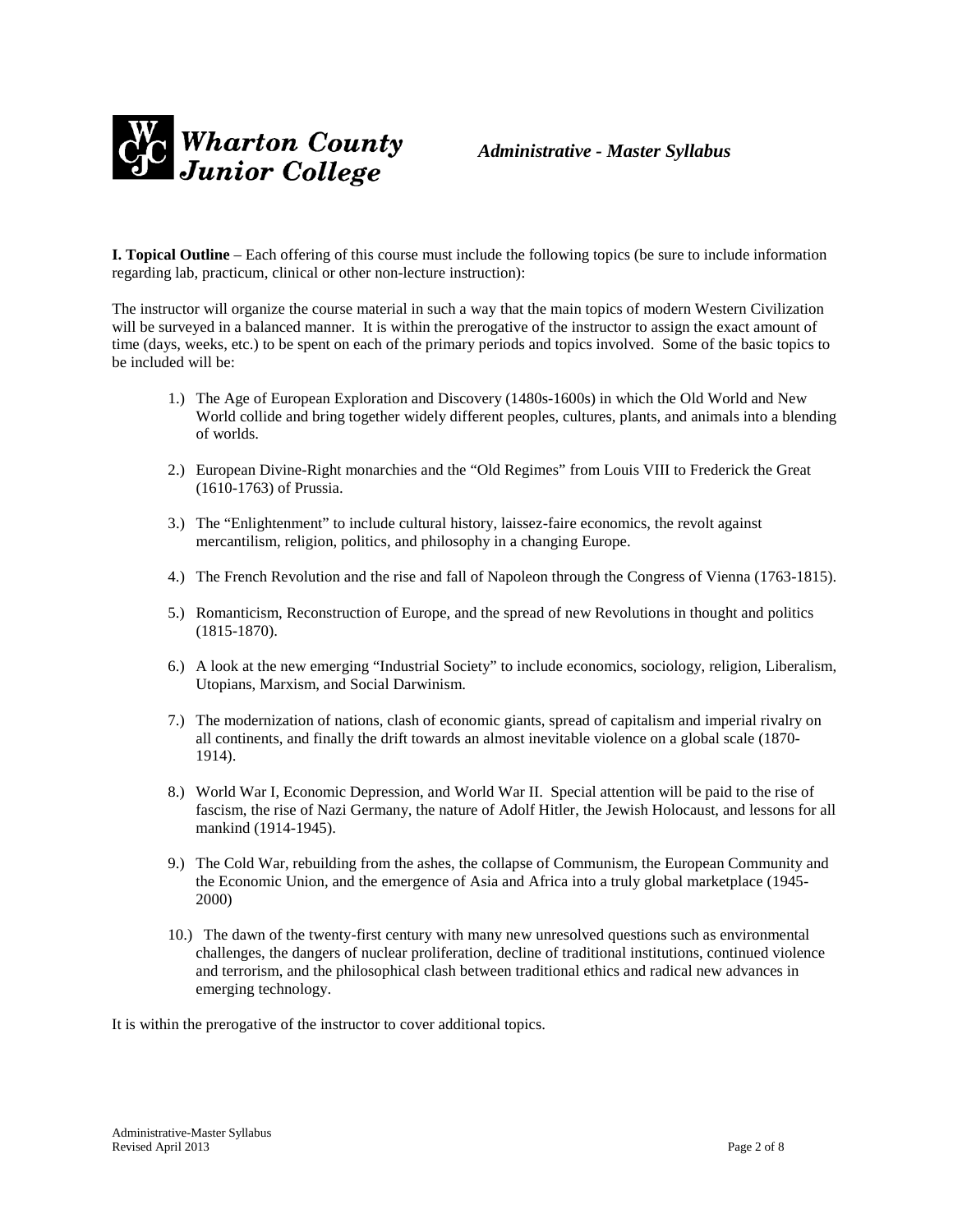**I. Topical Outline** – Each offering of this course must include the following topics (be sure to include information regarding lab, practicum, clinical or other non-lecture instruction):

The instructor will organize the course material in such a way that the main topics of modern Western Civilization will be surveyed in a balanced manner. It is within the prerogative of the instructor to assign the exact amount of time (days, weeks, etc.) to be spent on each of the primary periods and topics involved. Some of the basic topics to be included will be:

1.) The Age of European Exploration and Discovery (1480s-1600s) in which the Old World and New World collide and bring together widely different peoples, cultures, plants, and animals into a blending of worlds.

2.) European Divine-Right monarchies and the "Old Regimes" from Louis VIII to Frederick the Great (1610-1763) of Prussia.

3.) The "Enlightenment" to include cultural history, laissez-faire economics, the revolt against mercantilism, religion, politics, and philosophy in a changing Europe.

4.) The French Revolution and the rise and fall of Napoleon through the Congress of Vienna (1763-1815).

5.) Romanticism, Reconstruction of Europe, and the spread of new Revolutions in thought and politics (1815-1870).

6.) A look at the new emerging "Industrial Society" to include economics, sociology, religion, Liberalism, Utopians, Marxism, and Social Darwinism.

7.) The modernization of nations, clash of economic giants, spread of capitalism and imperial rivalry on all continents, and finally the drift towards an almost inevitable violence on a global scale (1870-1914).

8.) World War I, Economic Depression, and World War II. Special attention will be paid to the rise of fascism, the rise of Nazi Germany, the nature of Adolf Hitler, the Jewish Holocaust, and lessons for all mankind (1914-1945).

9.) The Cold War, rebuilding from the ashes, the collapse of Communism, the European Community and the Economic Union, and the emergence of Asia and Africa into a truly global marketplace (1945-2000)

10.) The dawn of the twenty-first century with many new unresolved questions such as environmental challenges, the dangers of nuclear proliferation, decline of traditional institutions, continued violence and terrorism, and the philosophical clash between traditional ethics and radical new advances in emerging technology.

It is within the prerogative of the instructor to cover additional topics.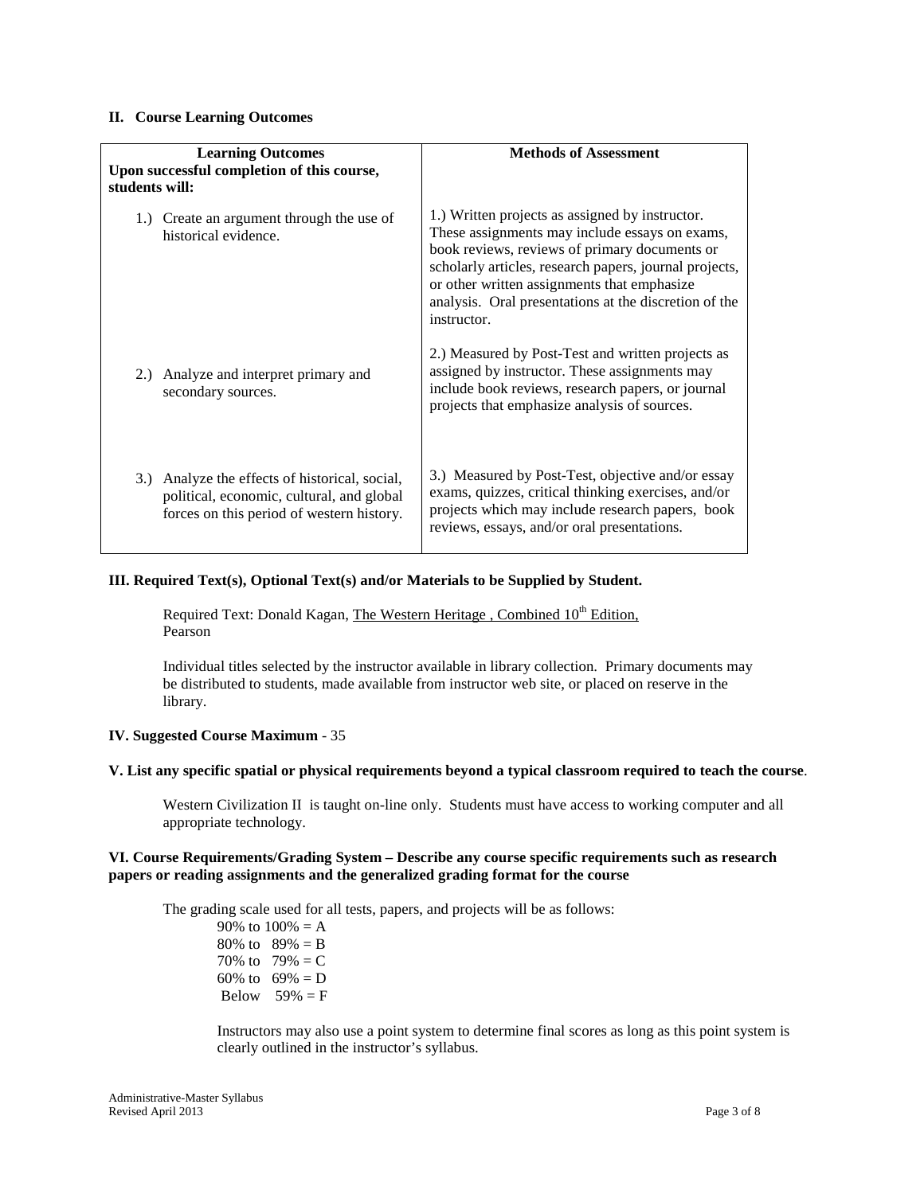**II. Course Learning Outcomes**

| Learning Outcomes<br>Upon successful completion of this course, students will: | Methods of Assessment |
|---|---|
| 1.) Create an argument through the use of historical evidence. | 1.) Written projects as assigned by instructor. These assignments may include essays on exams, book reviews, reviews of primary documents or scholarly articles, research papers, journal projects, or other written assignments that emphasize analysis. Oral presentations at the discretion of the instructor. |
| 2.) Analyze and interpret primary and secondary sources. | 2.) Measured by Post-Test and written projects as assigned by instructor. These assignments may include book reviews, research papers, or journal projects that emphasize analysis of sources. |
| 3.) Analyze the effects of historical, social, political, economic, cultural, and global forces on this period of western history. | 3.) Measured by Post-Test, objective and/or essay exams, quizzes, critical thinking exercises, and/or projects which may include research papers, book reviews, essays, and/or oral presentations. |

**III. Required Text(s), Optional Text(s) and/or Materials to be Supplied by Student.**

Required Text: Donald Kagan, The Western Heritage , Combined 10th Edition, Pearson

Individual titles selected by the instructor available in library collection. Primary documents may be distributed to students, made available from instructor web site, or placed on reserve in the library.

**IV. Suggested Course Maximum** - 35

**V. List any specific spatial or physical requirements beyond a typical classroom required to teach the course**.

Western Civilization II is taught on-line only. Students must have access to working computer and all appropriate technology.

**VI. Course Requirements/Grading System – Describe any course specific requirements such as research papers or reading assignments and the generalized grading format for the course**

The grading scale used for all tests, papers, and projects will be as follows:

90% to 100% = A
80% to 89% = B
70% to 79% = C
60% to 69% = D
Below 59% = F

Instructors may also use a point system to determine final scores as long as this point system is clearly outlined in the instructor's syllabus.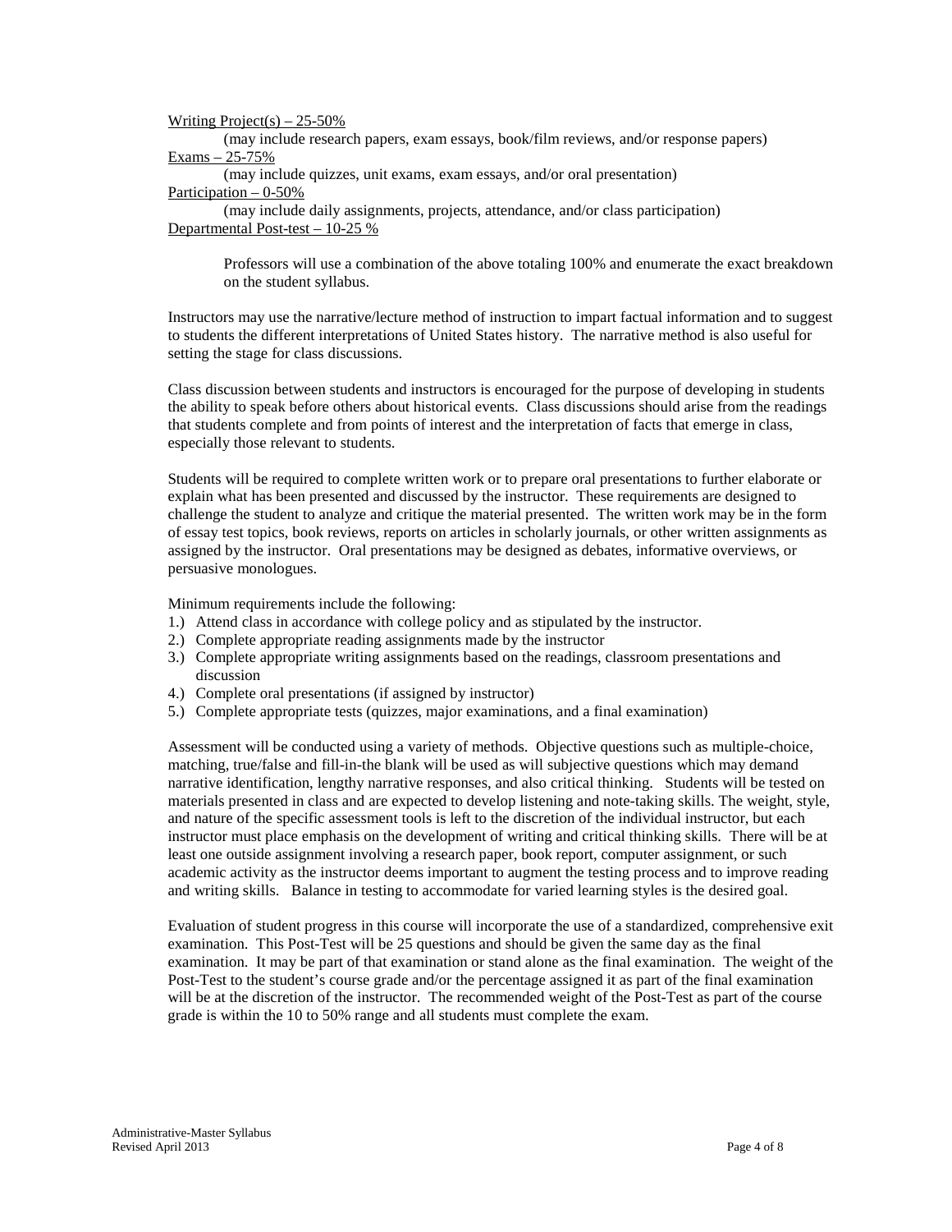<u>Writing Project(s) – 25-50%</u>

(may include research papers, exam essays, book/film reviews, and/or response papers)

<u>Exams – 25-75%</u>

(may include quizzes, unit exams, exam essays, and/or oral presentation)

<u>Participation – 0-50%</u>

(may include daily assignments, projects, attendance, and/or class participation)

<u>Departmental Post-test – 10-25 %</u>

Professors will use a combination of the above totaling 100% and enumerate the exact breakdown on the student syllabus.

Instructors may use the narrative/lecture method of instruction to impart factual information and to suggest to students the different interpretations of United States history. The narrative method is also useful for setting the stage for class discussions.

Class discussion between students and instructors is encouraged for the purpose of developing in students the ability to speak before others about historical events. Class discussions should arise from the readings that students complete and from points of interest and the interpretation of facts that emerge in class, especially those relevant to students.

Students will be required to complete written work or to prepare oral presentations to further elaborate or explain what has been presented and discussed by the instructor. These requirements are designed to challenge the student to analyze and critique the material presented. The written work may be in the form of essay test topics, book reviews, reports on articles in scholarly journals, or other written assignments as assigned by the instructor. Oral presentations may be designed as debates, informative overviews, or persuasive monologues.

Minimum requirements include the following:

1.) Attend class in accordance with college policy and as stipulated by the instructor.
2.) Complete appropriate reading assignments made by the instructor
3.) Complete appropriate writing assignments based on the readings, classroom presentations and discussion
4.) Complete oral presentations (if assigned by instructor)
5.) Complete appropriate tests (quizzes, major examinations, and a final examination)

Assessment will be conducted using a variety of methods. Objective questions such as multiple-choice, matching, true/false and fill-in-the blank will be used as will subjective questions which may demand narrative identification, lengthy narrative responses, and also critical thinking. Students will be tested on materials presented in class and are expected to develop listening and note-taking skills. The weight, style, and nature of the specific assessment tools is left to the discretion of the individual instructor, but each instructor must place emphasis on the development of writing and critical thinking skills. There will be at least one outside assignment involving a research paper, book report, computer assignment, or such academic activity as the instructor deems important to augment the testing process and to improve reading and writing skills. Balance in testing to accommodate for varied learning styles is the desired goal.

Evaluation of student progress in this course will incorporate the use of a standardized, comprehensive exit examination. This Post-Test will be 25 questions and should be given the same day as the final examination. It may be part of that examination or stand alone as the final examination. The weight of the Post-Test to the student's course grade and/or the percentage assigned it as part of the final examination will be at the discretion of the instructor. The recommended weight of the Post-Test as part of the course grade is within the 10 to 50% range and all students must complete the exam.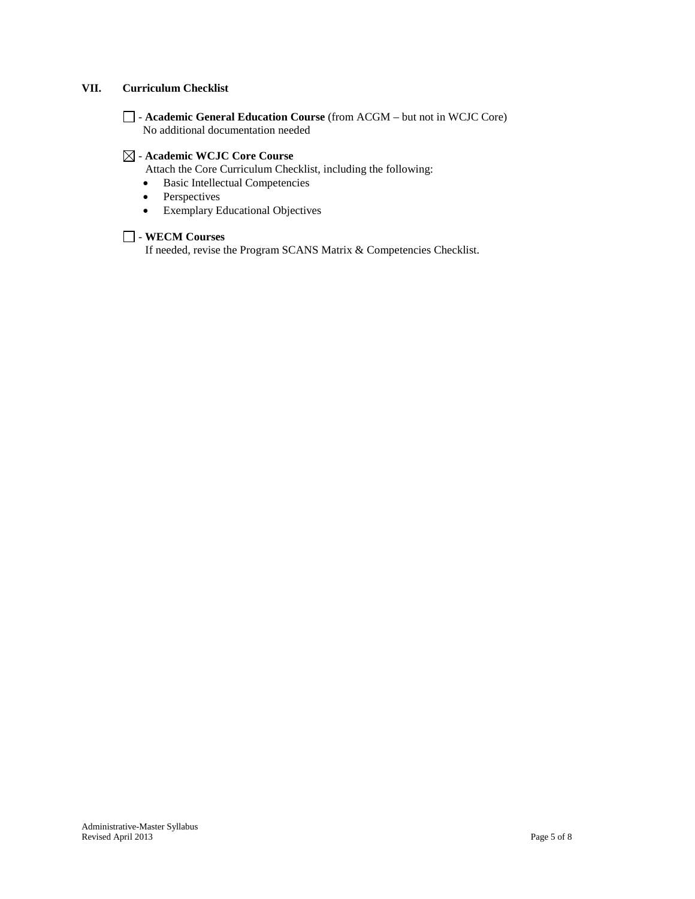## VII. Curriculum Checklist

☐ - **Academic General Education Course** (from ACGM – but not in WCJC Core)
No additional documentation needed

☒ - **Academic WCJC Core Course**
Attach the Core Curriculum Checklist, including the following:

- Basic Intellectual Competencies
- Perspectives
- Exemplary Educational Objectives

☐ - **WECM Courses**
If needed, revise the Program SCANS Matrix & Competencies Checklist.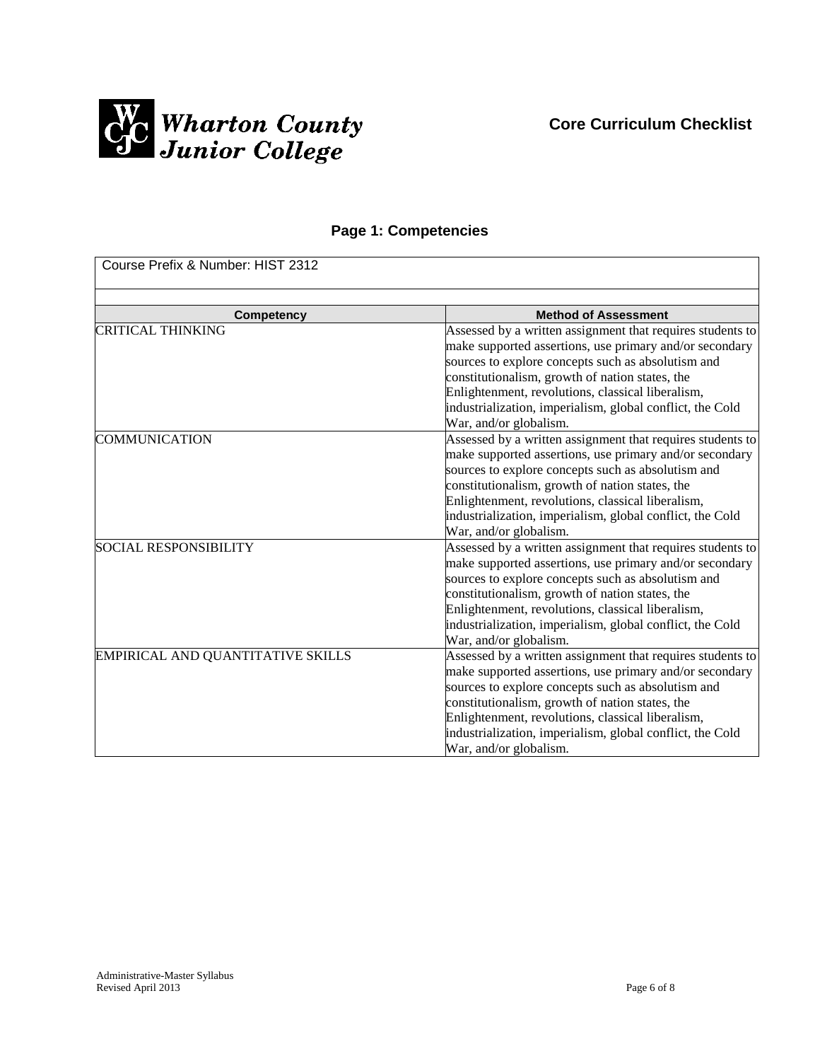Wharton County Junior College

**Core Curriculum Checklist**

## Page 1: Competencies

Course Prefix & Number: HIST 2312

| Competency | Method of Assessment |
| --- | --- |
| CRITICAL THINKING | Assessed by a written assignment that requires students to make supported assertions, use primary and/or secondary sources to explore concepts such as absolutism and constitutionalism, growth of nation states, the Enlightenment, revolutions, classical liberalism, industrialization, imperialism, global conflict, the Cold War, and/or globalism. |
| COMMUNICATION | Assessed by a written assignment that requires students to make supported assertions, use primary and/or secondary sources to explore concepts such as absolutism and constitutionalism, growth of nation states, the Enlightenment, revolutions, classical liberalism, industrialization, imperialism, global conflict, the Cold War, and/or globalism. |
| SOCIAL RESPONSIBILITY | Assessed by a written assignment that requires students to make supported assertions, use primary and/or secondary sources to explore concepts such as absolutism and constitutionalism, growth of nation states, the Enlightenment, revolutions, classical liberalism, industrialization, imperialism, global conflict, the Cold War, and/or globalism. |
| EMPIRICAL AND QUANTITATIVE SKILLS | Assessed by a written assignment that requires students to make supported assertions, use primary and/or secondary sources to explore concepts such as absolutism and constitutionalism, growth of nation states, the Enlightenment, revolutions, classical liberalism, industrialization, imperialism, global conflict, the Cold War, and/or globalism. |

Administrative-Master Syllabus
Revised April 2013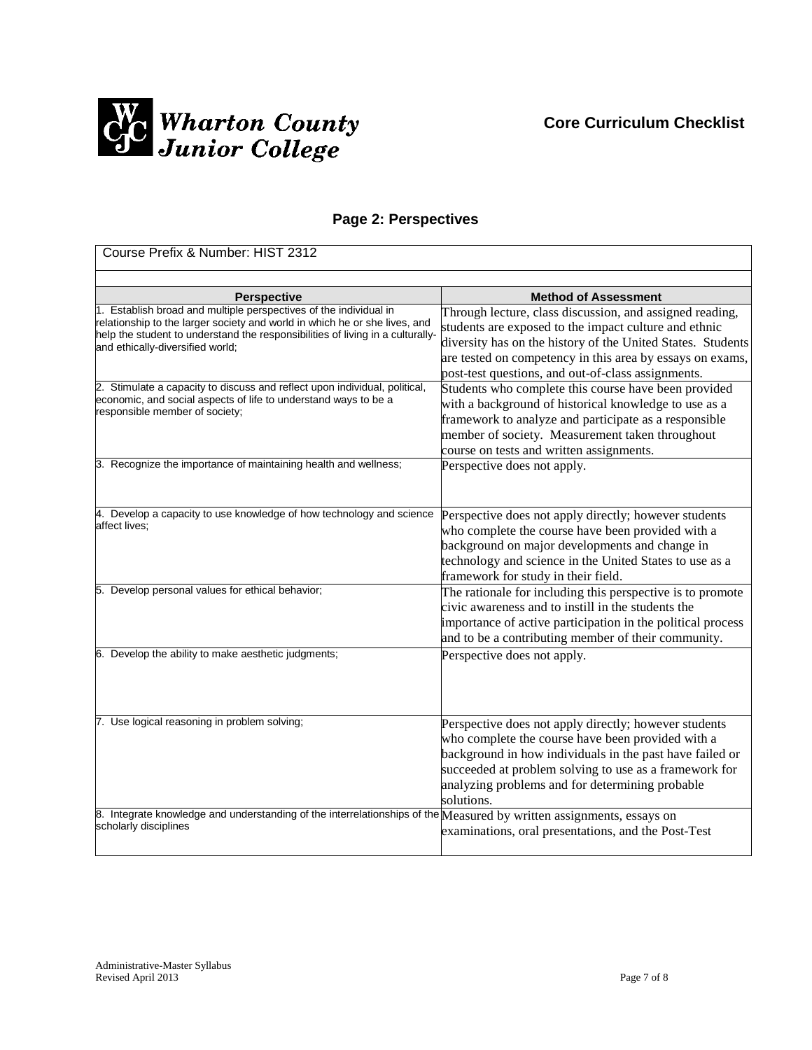Wharton County Junior College

**Core Curriculum Checklist**

## Page 2: Perspectives

Course Prefix & Number: HIST 2312

| Perspective | Method of Assessment |
|---|---|
| 1. Establish broad and multiple perspectives of the individual in relationship to the larger society and world in which he or she lives, and help the student to understand the responsibilities of living in a culturally- and ethically-diversified world; | Through lecture, class discussion, and assigned reading, students are exposed to the impact culture and ethnic diversity has on the history of the United States. Students are tested on competency in this area by essays on exams, post-test questions, and out-of-class assignments. |
| 2. Stimulate a capacity to discuss and reflect upon individual, political, economic, and social aspects of life to understand ways to be a responsible member of society; | Students who complete this course have been provided with a background of historical knowledge to use as a framework to analyze and participate as a responsible member of society. Measurement taken throughout course on tests and written assignments. |
| 3. Recognize the importance of maintaining health and wellness; | Perspective does not apply. |
| 4. Develop a capacity to use knowledge of how technology and science affect lives; | Perspective does not apply directly; however students who complete the course have been provided with a background on major developments and change in technology and science in the United States to use as a framework for study in their field. |
| 5. Develop personal values for ethical behavior; | The rationale for including this perspective is to promote civic awareness and to instill in the students the importance of active participation in the political process and to be a contributing member of their community. |
| 6. Develop the ability to make aesthetic judgments; | Perspective does not apply. |
| 7. Use logical reasoning in problem solving; | Perspective does not apply directly; however students who complete the course have been provided with a background in how individuals in the past have failed or succeeded at problem solving to use as a framework for analyzing problems and for determining probable solutions. |
| 8. Integrate knowledge and understanding of the interrelationships of the scholarly disciplines | Measured by written assignments, essays on examinations, oral presentations, and the Post-Test |

Administrative-Master Syllabus
Revised April 2013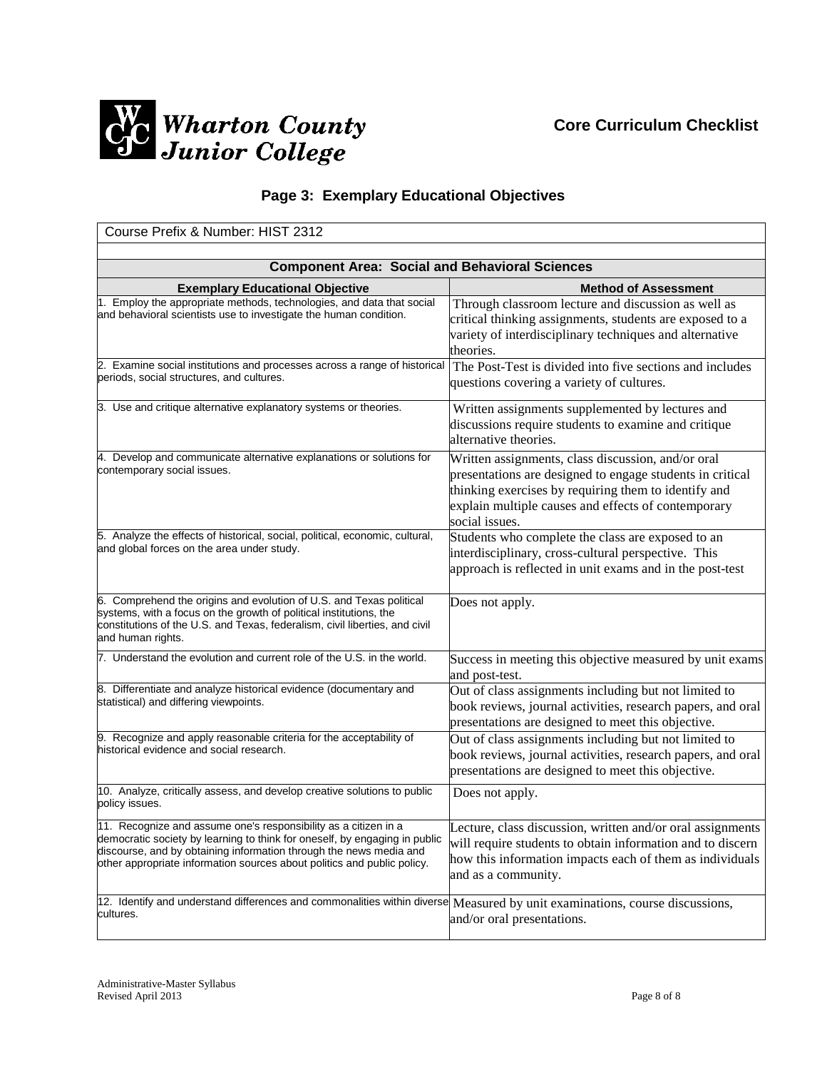**Wharton County Junior College**

**Core Curriculum Checklist**

## Page 3: Exemplary Educational Objectives

Course Prefix & Number: HIST 2312

**Component Area: Social and Behavioral Sciences**

| Exemplary Educational Objective | Method of Assessment |
|---|---|
| 1. Employ the appropriate methods, technologies, and data that social and behavioral scientists use to investigate the human condition. | Through classroom lecture and discussion as well as critical thinking assignments, students are exposed to a variety of interdisciplinary techniques and alternative theories. |
| 2. Examine social institutions and processes across a range of historical periods, social structures, and cultures. | The Post-Test is divided into five sections and includes questions covering a variety of cultures. |
| 3. Use and critique alternative explanatory systems or theories. | Written assignments supplemented by lectures and discussions require students to examine and critique alternative theories. |
| 4. Develop and communicate alternative explanations or solutions for contemporary social issues. | Written assignments, class discussion, and/or oral presentations are designed to engage students in critical thinking exercises by requiring them to identify and explain multiple causes and effects of contemporary social issues. |
| 5. Analyze the effects of historical, social, political, economic, cultural, and global forces on the area under study. | Students who complete the class are exposed to an interdisciplinary, cross-cultural perspective. This approach is reflected in unit exams and in the post-test |
| 6. Comprehend the origins and evolution of U.S. and Texas political systems, with a focus on the growth of political institutions, the constitutions of the U.S. and Texas, federalism, civil liberties, and civil and human rights. | Does not apply. |
| 7. Understand the evolution and current role of the U.S. in the world. | Success in meeting this objective measured by unit exams and post-test. |
| 8. Differentiate and analyze historical evidence (documentary and statistical) and differing viewpoints. | Out of class assignments including but not limited to book reviews, journal activities, research papers, and oral presentations are designed to meet this objective. |
| 9. Recognize and apply reasonable criteria for the acceptability of historical evidence and social research. | Out of class assignments including but not limited to book reviews, journal activities, research papers, and oral presentations are designed to meet this objective. |
| 10. Analyze, critically assess, and develop creative solutions to public policy issues. | Does not apply. |
| 11. Recognize and assume one's responsibility as a citizen in a democratic society by learning to think for oneself, by engaging in public discourse, and by obtaining information through the news media and other appropriate information sources about politics and public policy. | Lecture, class discussion, written and/or oral assignments will require students to obtain information and to discern how this information impacts each of them as individuals and as a community. |
| 12. Identify and understand differences and commonalities within diverse cultures. | Measured by unit examinations, course discussions, and/or oral presentations. |

Administrative-Master Syllabus
Revised April 2013